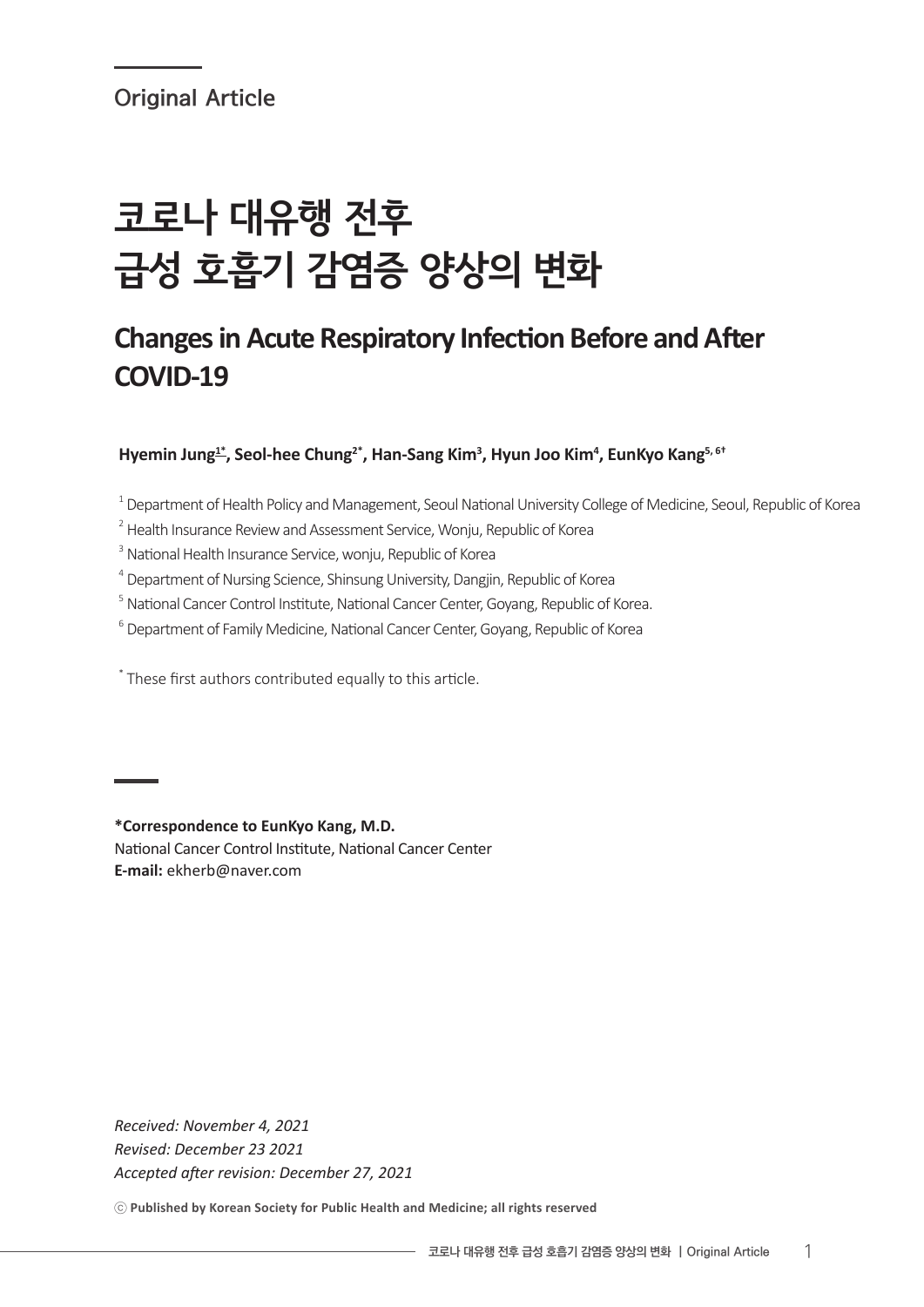Original Article

# 코로나 대유행 전후 급성 호흡기 감염증 양상의 변화

## Changes in Acute Respiratory Infection Before and After COVID-19

**Hyemin Jung[1*], Seol-hee Chung[2*], Han-Sang Kim[3], Hyun Joo Kim[4], EunKyo Kang[5, 6†]**

[1] Department of Health Policy and Management, Seoul National University College of Medicine, Seoul, Republic of Korea

[2] Health Insurance Review and Assessment Service, Wonju, Republic of Korea

[3] National Health Insurance Service, wonju, Republic of Korea

[4] Department of Nursing Science, Shinsung University, Dangjin, Republic of Korea

[5] National Cancer Control Institute, National Cancer Center, Goyang, Republic of Korea.

[6] Department of Family Medicine, National Cancer Center, Goyang, Republic of Korea

[*] These first authors contributed equally to this article.

**\*Correspondence to EunKyo Kang, M.D.**
National Cancer Control Institute, National Cancer Center
**E-mail:** ekherb@naver.com

*Received: November 4, 2021*
*Revised: December 23 2021*
*Accepted after revision: December 27, 2021*

ⓒ **Published by Korean Society for Public Health and Medicine; all rights reserved**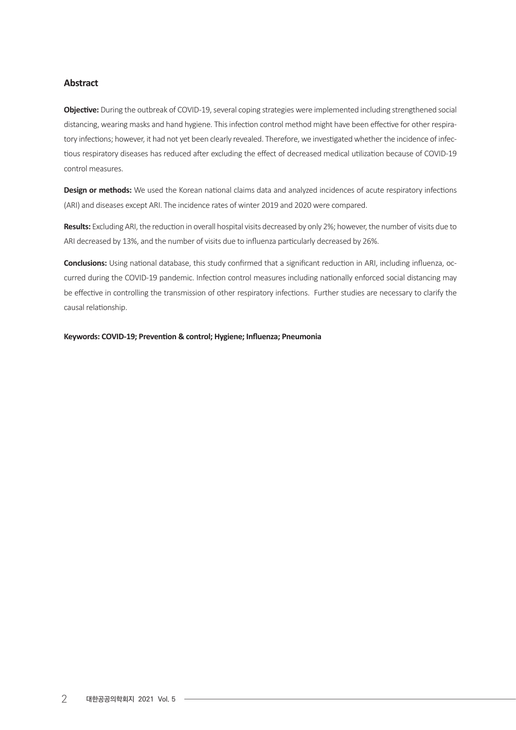## Abstract

**Objective:** During the outbreak of COVID-19, several coping strategies were implemented including strengthened social distancing, wearing masks and hand hygiene. This infection control method might have been effective for other respiratory infections; however, it had not yet been clearly revealed. Therefore, we investigated whether the incidence of infectious respiratory diseases has reduced after excluding the effect of decreased medical utilization because of COVID-19 control measures.

**Design or methods:** We used the Korean national claims data and analyzed incidences of acute respiratory infections (ARI) and diseases except ARI. The incidence rates of winter 2019 and 2020 were compared.

**Results:** Excluding ARI, the reduction in overall hospital visits decreased by only 2%; however, the number of visits due to ARI decreased by 13%, and the number of visits due to influenza particularly decreased by 26%.

**Conclusions:** Using national database, this study confirmed that a significant reduction in ARI, including influenza, occurred during the COVID-19 pandemic. Infection control measures including nationally enforced social distancing may be effective in controlling the transmission of other respiratory infections. Further studies are necessary to clarify the causal relationship.

**Keywords: COVID-19; Prevention & control; Hygiene; Influenza; Pneumonia**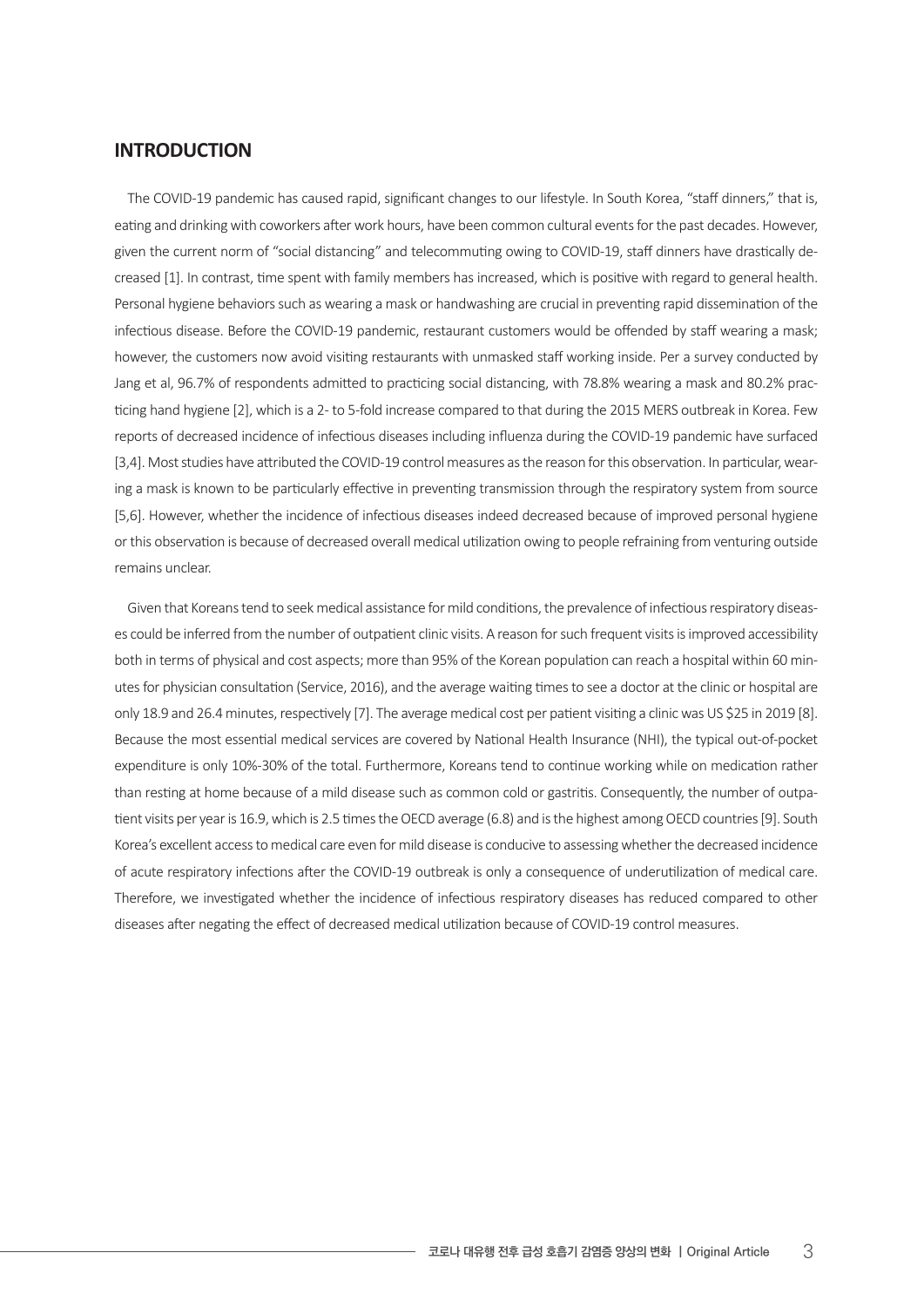## INTRODUCTION

The COVID-19 pandemic has caused rapid, significant changes to our lifestyle. In South Korea, "staff dinners," that is, eating and drinking with coworkers after work hours, have been common cultural events for the past decades. However, given the current norm of "social distancing" and telecommuting owing to COVID-19, staff dinners have drastically decreased [1]. In contrast, time spent with family members has increased, which is positive with regard to general health. Personal hygiene behaviors such as wearing a mask or handwashing are crucial in preventing rapid dissemination of the infectious disease. Before the COVID-19 pandemic, restaurant customers would be offended by staff wearing a mask; however, the customers now avoid visiting restaurants with unmasked staff working inside. Per a survey conducted by Jang et al, 96.7% of respondents admitted to practicing social distancing, with 78.8% wearing a mask and 80.2% practicing hand hygiene [2], which is a 2- to 5-fold increase compared to that during the 2015 MERS outbreak in Korea. Few reports of decreased incidence of infectious diseases including influenza during the COVID-19 pandemic have surfaced [3,4]. Most studies have attributed the COVID-19 control measures as the reason for this observation. In particular, wearing a mask is known to be particularly effective in preventing transmission through the respiratory system from source [5,6]. However, whether the incidence of infectious diseases indeed decreased because of improved personal hygiene or this observation is because of decreased overall medical utilization owing to people refraining from venturing outside remains unclear.

Given that Koreans tend to seek medical assistance for mild conditions, the prevalence of infectious respiratory diseases could be inferred from the number of outpatient clinic visits. A reason for such frequent visits is improved accessibility both in terms of physical and cost aspects; more than 95% of the Korean population can reach a hospital within 60 minutes for physician consultation (Service, 2016), and the average waiting times to see a doctor at the clinic or hospital are only 18.9 and 26.4 minutes, respectively [7]. The average medical cost per patient visiting a clinic was US $25 in 2019 [8]. Because the most essential medical services are covered by National Health Insurance (NHI), the typical out-of-pocket expenditure is only 10%-30% of the total. Furthermore, Koreans tend to continue working while on medication rather than resting at home because of a mild disease such as common cold or gastritis. Consequently, the number of outpatient visits per year is 16.9, which is 2.5 times the OECD average (6.8) and is the highest among OECD countries [9]. South Korea's excellent access to medical care even for mild disease is conducive to assessing whether the decreased incidence of acute respiratory infections after the COVID-19 outbreak is only a consequence of underutilization of medical care. Therefore, we investigated whether the incidence of infectious respiratory diseases has reduced compared to other diseases after negating the effect of decreased medical utilization because of COVID-19 control measures.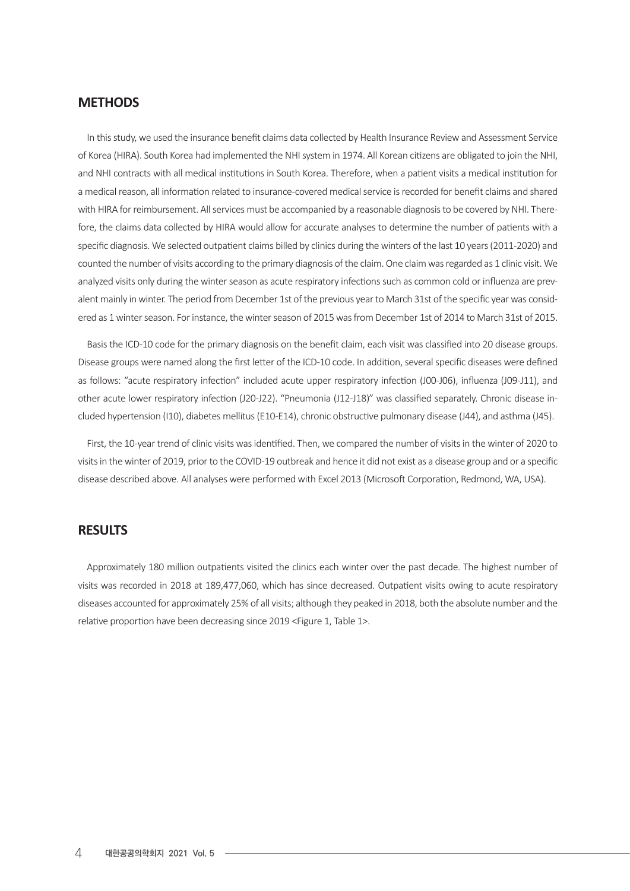## METHODS

In this study, we used the insurance benefit claims data collected by Health Insurance Review and Assessment Service of Korea (HIRA). South Korea had implemented the NHI system in 1974. All Korean citizens are obligated to join the NHI, and NHI contracts with all medical institutions in South Korea. Therefore, when a patient visits a medical institution for a medical reason, all information related to insurance-covered medical service is recorded for benefit claims and shared with HIRA for reimbursement. All services must be accompanied by a reasonable diagnosis to be covered by NHI. Therefore, the claims data collected by HIRA would allow for accurate analyses to determine the number of patients with a specific diagnosis. We selected outpatient claims billed by clinics during the winters of the last 10 years (2011-2020) and counted the number of visits according to the primary diagnosis of the claim. One claim was regarded as 1 clinic visit. We analyzed visits only during the winter season as acute respiratory infections such as common cold or influenza are prevalent mainly in winter. The period from December 1st of the previous year to March 31st of the specific year was considered as 1 winter season. For instance, the winter season of 2015 was from December 1st of 2014 to March 31st of 2015.

Basis the ICD-10 code for the primary diagnosis on the benefit claim, each visit was classified into 20 disease groups. Disease groups were named along the first letter of the ICD-10 code. In addition, several specific diseases were defined as follows: "acute respiratory infection" included acute upper respiratory infection (J00-J06), influenza (J09-J11), and other acute lower respiratory infection (J20-J22). "Pneumonia (J12-J18)" was classified separately. Chronic disease included hypertension (I10), diabetes mellitus (E10-E14), chronic obstructive pulmonary disease (J44), and asthma (J45).

First, the 10-year trend of clinic visits was identified. Then, we compared the number of visits in the winter of 2020 to visits in the winter of 2019, prior to the COVID-19 outbreak and hence it did not exist as a disease group and or a specific disease described above. All analyses were performed with Excel 2013 (Microsoft Corporation, Redmond, WA, USA).

## RESULTS

Approximately 180 million outpatients visited the clinics each winter over the past decade. The highest number of visits was recorded in 2018 at 189,477,060, which has since decreased. Outpatient visits owing to acute respiratory diseases accounted for approximately 25% of all visits; although they peaked in 2018, both the absolute number and the relative proportion have been decreasing since 2019 <Figure 1, Table 1>.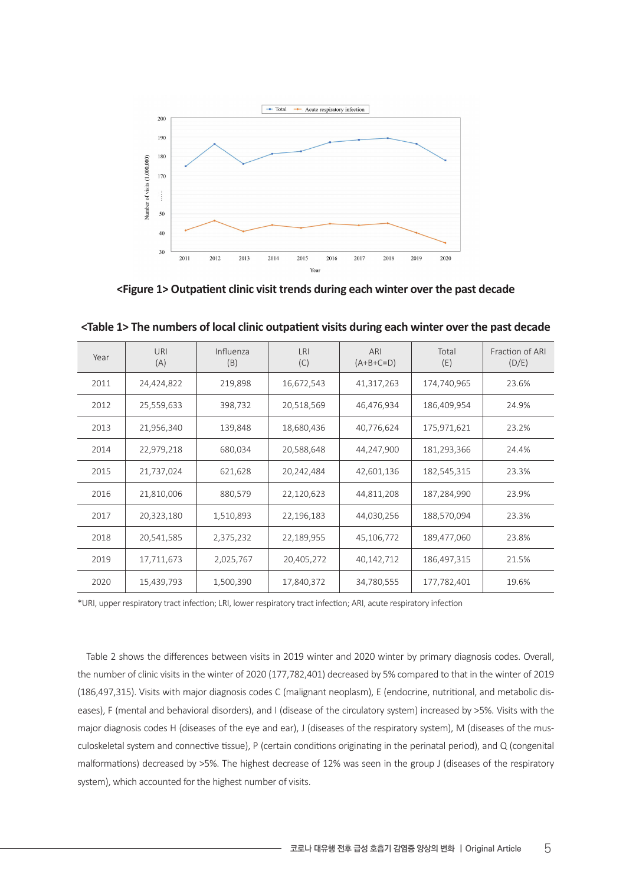**<Figure 1> Outpatient clinic visit trends during each winter over the past decade**

**<Table 1> The numbers of local clinic outpatient visits during each winter over the past decade**

| Year | URI (A) | Influenza (B) | LRI (C) | ARI (A+B+C=D) | Total (E) | Fraction of ARI (D/E) |
|---|---|---|---|---|---|---|
| 2011 | 24,424,822 | 219,898 | 16,672,543 | 41,317,263 | 174,740,965 | 23.6% |
| 2012 | 25,559,633 | 398,732 | 20,518,569 | 46,476,934 | 186,409,954 | 24.9% |
| 2013 | 21,956,340 | 139,848 | 18,680,436 | 40,776,624 | 175,971,621 | 23.2% |
| 2014 | 22,979,218 | 680,034 | 20,588,648 | 44,247,900 | 181,293,366 | 24.4% |
| 2015 | 21,737,024 | 621,628 | 20,242,484 | 42,601,136 | 182,545,315 | 23.3% |
| 2016 | 21,810,006 | 880,579 | 22,120,623 | 44,811,208 | 187,284,990 | 23.9% |
| 2017 | 20,323,180 | 1,510,893 | 22,196,183 | 44,030,256 | 188,570,094 | 23.3% |
| 2018 | 20,541,585 | 2,375,232 | 22,189,955 | 45,106,772 | 189,477,060 | 23.8% |
| 2019 | 17,711,673 | 2,025,767 | 20,405,272 | 40,142,712 | 186,497,315 | 21.5% |
| 2020 | 15,439,793 | 1,500,390 | 17,840,372 | 34,780,555 | 177,782,401 | 19.6% |

*URI, upper respiratory tract infection; LRI, lower respiratory tract infection; ARI, acute respiratory infection

Table 2 shows the differences between visits in 2019 winter and 2020 winter by primary diagnosis codes. Overall, the number of clinic visits in the winter of 2020 (177,782,401) decreased by 5% compared to that in the winter of 2019 (186,497,315). Visits with major diagnosis codes C (malignant neoplasm), E (endocrine, nutritional, and metabolic diseases), F (mental and behavioral disorders), and I (disease of the circulatory system) increased by >5%. Visits with the major diagnosis codes H (diseases of the eye and ear), J (diseases of the respiratory system), M (diseases of the musculoskeletal system and connective tissue), P (certain conditions originating in the perinatal period), and Q (congenital malformations) decreased by >5%. The highest decrease of 12% was seen in the group J (diseases of the respiratory system), which accounted for the highest number of visits.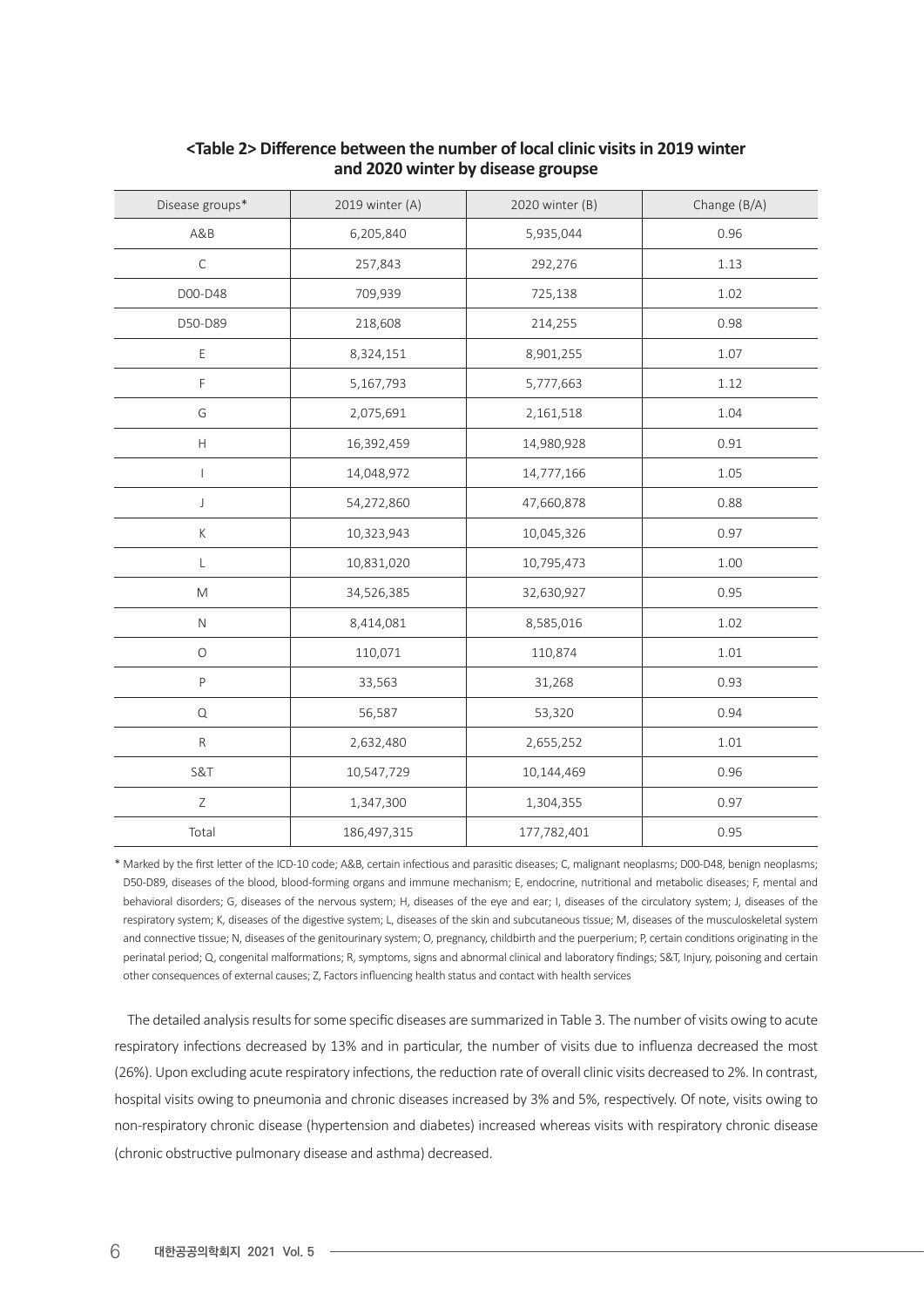**<Table 2> Difference between the number of local clinic visits in 2019 winter and 2020 winter by disease groupse**

| Disease groups* | 2019 winter (A) | 2020 winter (B) | Change (B/A) |
|---|---|---|---|
| A&B | 6,205,840 | 5,935,044 | 0.96 |
| C | 257,843 | 292,276 | 1.13 |
| D00-D48 | 709,939 | 725,138 | 1.02 |
| D50-D89 | 218,608 | 214,255 | 0.98 |
| E | 8,324,151 | 8,901,255 | 1.07 |
| F | 5,167,793 | 5,777,663 | 1.12 |
| G | 2,075,691 | 2,161,518 | 1.04 |
| H | 16,392,459 | 14,980,928 | 0.91 |
| I | 14,048,972 | 14,777,166 | 1.05 |
| J | 54,272,860 | 47,660,878 | 0.88 |
| K | 10,323,943 | 10,045,326 | 0.97 |
| L | 10,831,020 | 10,795,473 | 1.00 |
| M | 34,526,385 | 32,630,927 | 0.95 |
| N | 8,414,081 | 8,585,016 | 1.02 |
| O | 110,071 | 110,874 | 1.01 |
| P | 33,563 | 31,268 | 0.93 |
| Q | 56,587 | 53,320 | 0.94 |
| R | 2,632,480 | 2,655,252 | 1.01 |
| S&T | 10,547,729 | 10,144,469 | 0.96 |
| Z | 1,347,300 | 1,304,355 | 0.97 |
| Total | 186,497,315 | 177,782,401 | 0.95 |

* Marked by the first letter of the ICD-10 code; A&B, certain infectious and parasitic diseases; C, malignant neoplasms; D00-D48, benign neoplasms; D50-D89, diseases of the blood, blood-forming organs and immune mechanism; E, endocrine, nutritional and metabolic diseases; F, mental and behavioral disorders; G, diseases of the nervous system; H, diseases of the eye and ear; I, diseases of the circulatory system; J, diseases of the respiratory system; K, diseases of the digestive system; L, diseases of the skin and subcutaneous tissue; M, diseases of the musculoskeletal system and connective tissue; N, diseases of the genitourinary system; O, pregnancy, childbirth and the puerperium; P, certain conditions originating in the perinatal period; Q, congenital malformations; R, symptoms, signs and abnormal clinical and laboratory findings; S&T, Injury, poisoning and certain other consequences of external causes; Z, Factors influencing health status and contact with health services

The detailed analysis results for some specific diseases are summarized in Table 3. The number of visits owing to acute respiratory infections decreased by 13% and in particular, the number of visits due to influenza decreased the most (26%). Upon excluding acute respiratory infections, the reduction rate of overall clinic visits decreased to 2%. In contrast, hospital visits owing to pneumonia and chronic diseases increased by 3% and 5%, respectively. Of note, visits owing to non-respiratory chronic disease (hypertension and diabetes) increased whereas visits with respiratory chronic disease (chronic obstructive pulmonary disease and asthma) decreased.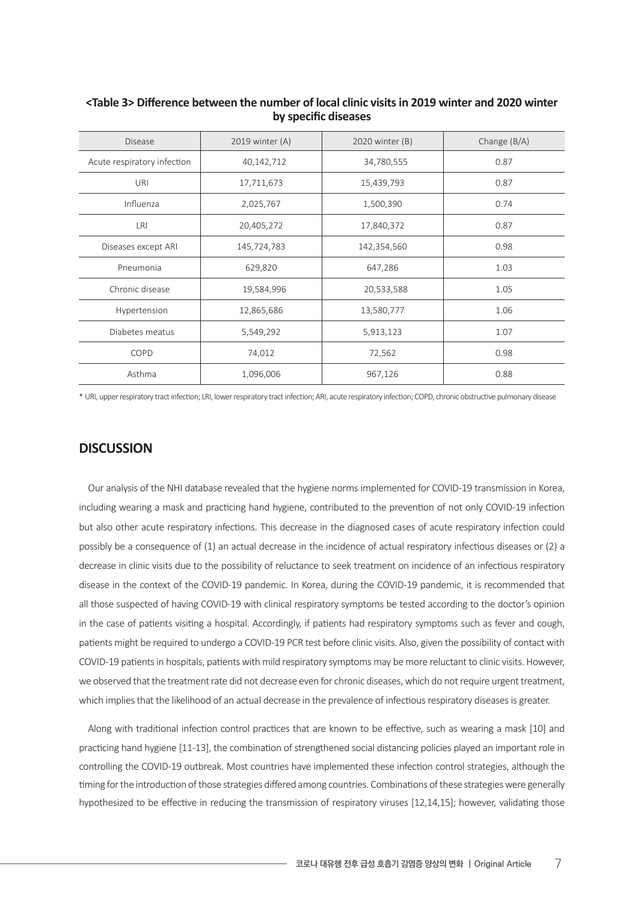**<Table 3> Difference between the number of local clinic visits in 2019 winter and 2020 winter by specific diseases**

| Disease | 2019 winter (A) | 2020 winter (B) | Change (B/A) |
|---|---|---|---|
| Acute respiratory infection | 40,142,712 | 34,780,555 | 0.87 |
| URI | 17,711,673 | 15,439,793 | 0.87 |
| Influenza | 2,025,767 | 1,500,390 | 0.74 |
| LRI | 20,405,272 | 17,840,372 | 0.87 |
| Diseases except ARI | 145,724,783 | 142,354,560 | 0.98 |
| Pneumonia | 629,820 | 647,286 | 1.03 |
| Chronic disease | 19,584,996 | 20,533,588 | 1.05 |
| Hypertension | 12,865,686 | 13,580,777 | 1.06 |
| Diabetes meatus | 5,549,292 | 5,913,123 | 1.07 |
| COPD | 74,012 | 72,562 | 0.98 |
| Asthma | 1,096,006 | 967,126 | 0.88 |

* URI, upper respiratory tract infection; LRI, lower respiratory tract infection; ARI, acute respiratory infection; COPD, chronic obstructive pulmonary disease

## DISCUSSION

Our analysis of the NHI database revealed that the hygiene norms implemented for COVID-19 transmission in Korea, including wearing a mask and practicing hand hygiene, contributed to the prevention of not only COVID-19 infection but also other acute respiratory infections. This decrease in the diagnosed cases of acute respiratory infection could possibly be a consequence of (1) an actual decrease in the incidence of actual respiratory infectious diseases or (2) a decrease in clinic visits due to the possibility of reluctance to seek treatment on incidence of an infectious respiratory disease in the context of the COVID-19 pandemic. In Korea, during the COVID-19 pandemic, it is recommended that all those suspected of having COVID-19 with clinical respiratory symptoms be tested according to the doctor's opinion in the case of patients visiting a hospital. Accordingly, if patients had respiratory symptoms such as fever and cough, patients might be required to undergo a COVID-19 PCR test before clinic visits. Also, given the possibility of contact with COVID-19 patients in hospitals, patients with mild respiratory symptoms may be more reluctant to clinic visits. However, we observed that the treatment rate did not decrease even for chronic diseases, which do not require urgent treatment, which implies that the likelihood of an actual decrease in the prevalence of infectious respiratory diseases is greater.

Along with traditional infection control practices that are known to be effective, such as wearing a mask [10] and practicing hand hygiene [11-13], the combination of strengthened social distancing policies played an important role in controlling the COVID-19 outbreak. Most countries have implemented these infection control strategies, although the timing for the introduction of those strategies differed among countries. Combinations of these strategies were generally hypothesized to be effective in reducing the transmission of respiratory viruses [12,14,15]; however, validating those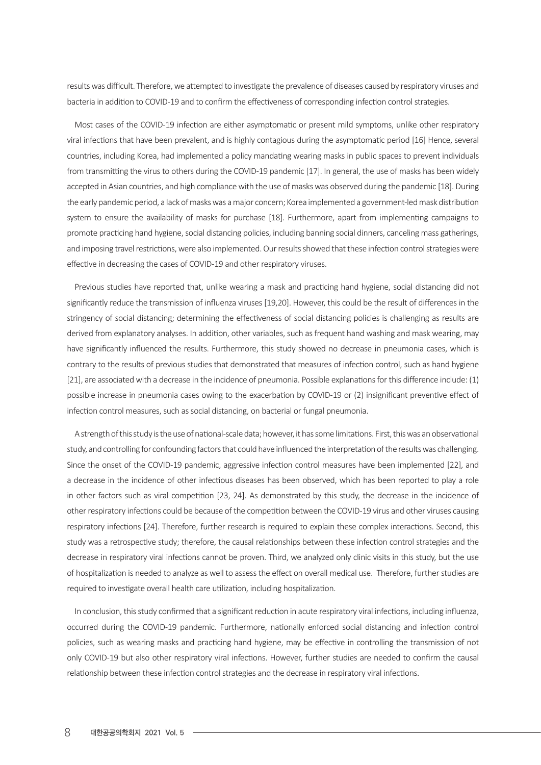results was difficult. Therefore, we attempted to investigate the prevalence of diseases caused by respiratory viruses and bacteria in addition to COVID-19 and to confirm the effectiveness of corresponding infection control strategies.

Most cases of the COVID-19 infection are either asymptomatic or present mild symptoms, unlike other respiratory viral infections that have been prevalent, and is highly contagious during the asymptomatic period [16] Hence, several countries, including Korea, had implemented a policy mandating wearing masks in public spaces to prevent individuals from transmitting the virus to others during the COVID-19 pandemic [17]. In general, the use of masks has been widely accepted in Asian countries, and high compliance with the use of masks was observed during the pandemic [18]. During the early pandemic period, a lack of masks was a major concern; Korea implemented a government-led mask distribution system to ensure the availability of masks for purchase [18]. Furthermore, apart from implementing campaigns to promote practicing hand hygiene, social distancing policies, including banning social dinners, canceling mass gatherings, and imposing travel restrictions, were also implemented. Our results showed that these infection control strategies were effective in decreasing the cases of COVID-19 and other respiratory viruses.

Previous studies have reported that, unlike wearing a mask and practicing hand hygiene, social distancing did not significantly reduce the transmission of influenza viruses [19,20]. However, this could be the result of differences in the stringency of social distancing; determining the effectiveness of social distancing policies is challenging as results are derived from explanatory analyses. In addition, other variables, such as frequent hand washing and mask wearing, may have significantly influenced the results. Furthermore, this study showed no decrease in pneumonia cases, which is contrary to the results of previous studies that demonstrated that measures of infection control, such as hand hygiene [21], are associated with a decrease in the incidence of pneumonia. Possible explanations for this difference include: (1) possible increase in pneumonia cases owing to the exacerbation by COVID-19 or (2) insignificant preventive effect of infection control measures, such as social distancing, on bacterial or fungal pneumonia.

A strength of this study is the use of national-scale data; however, it has some limitations. First, this was an observational study, and controlling for confounding factors that could have influenced the interpretation of the results was challenging. Since the onset of the COVID-19 pandemic, aggressive infection control measures have been implemented [22], and a decrease in the incidence of other infectious diseases has been observed, which has been reported to play a role in other factors such as viral competition [23, 24]. As demonstrated by this study, the decrease in the incidence of other respiratory infections could be because of the competition between the COVID-19 virus and other viruses causing respiratory infections [24]. Therefore, further research is required to explain these complex interactions. Second, this study was a retrospective study; therefore, the causal relationships between these infection control strategies and the decrease in respiratory viral infections cannot be proven. Third, we analyzed only clinic visits in this study, but the use of hospitalization is needed to analyze as well to assess the effect on overall medical use. Therefore, further studies are required to investigate overall health care utilization, including hospitalization.

In conclusion, this study confirmed that a significant reduction in acute respiratory viral infections, including influenza, occurred during the COVID-19 pandemic. Furthermore, nationally enforced social distancing and infection control policies, such as wearing masks and practicing hand hygiene, may be effective in controlling the transmission of not only COVID-19 but also other respiratory viral infections. However, further studies are needed to confirm the causal relationship between these infection control strategies and the decrease in respiratory viral infections.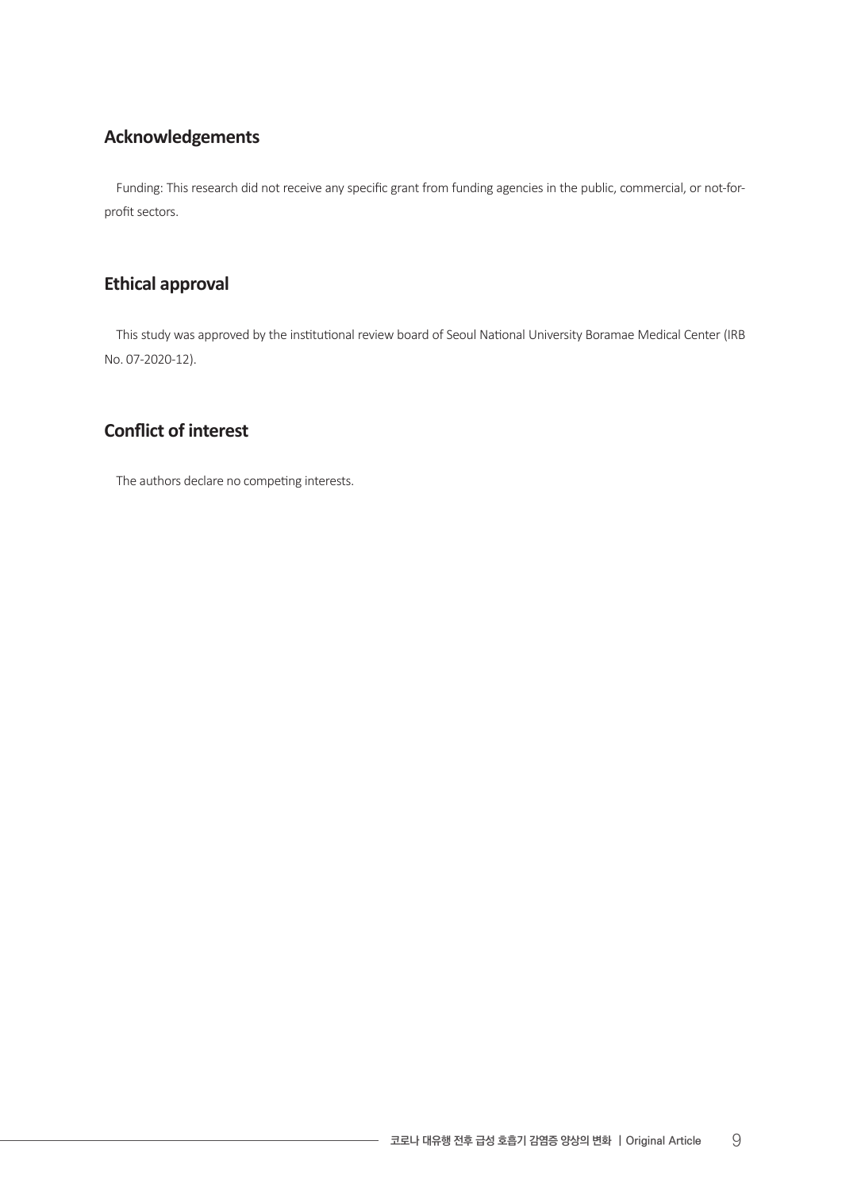## Acknowledgements

Funding: This research did not receive any specific grant from funding agencies in the public, commercial, or not-for-profit sectors.

## Ethical approval

This study was approved by the institutional review board of Seoul National University Boramae Medical Center (IRB No. 07-2020-12).

## Conflict of interest

The authors declare no competing interests.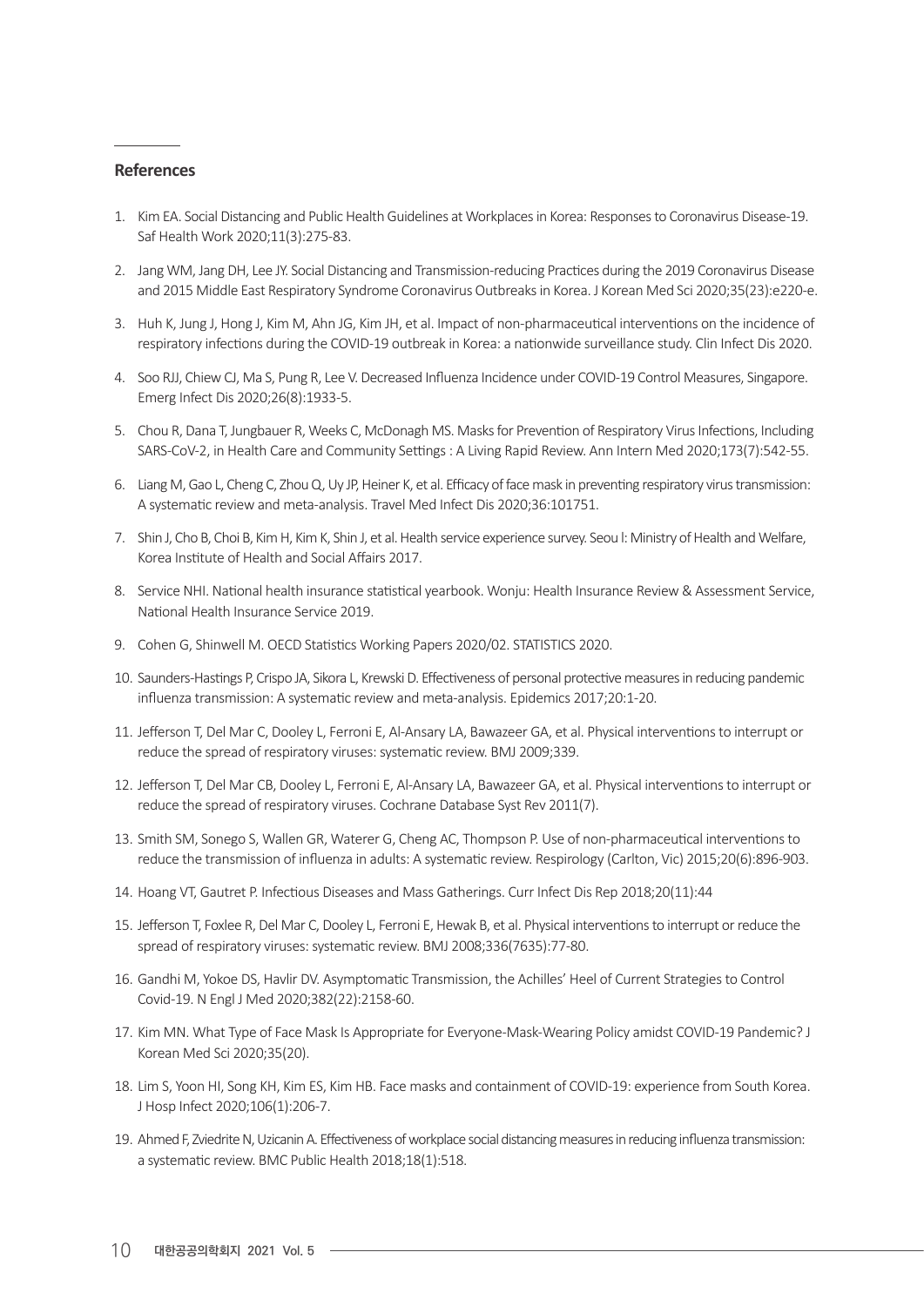## References

1. Kim EA. Social Distancing and Public Health Guidelines at Workplaces in Korea: Responses to Coronavirus Disease-19. Saf Health Work 2020;11(3):275-83.
2. Jang WM, Jang DH, Lee JY. Social Distancing and Transmission-reducing Practices during the 2019 Coronavirus Disease and 2015 Middle East Respiratory Syndrome Coronavirus Outbreaks in Korea. J Korean Med Sci 2020;35(23):e220-e.
3. Huh K, Jung J, Hong J, Kim M, Ahn JG, Kim JH, et al. Impact of non-pharmaceutical interventions on the incidence of respiratory infections during the COVID-19 outbreak in Korea: a nationwide surveillance study. Clin Infect Dis 2020.
4. Soo RJJ, Chiew CJ, Ma S, Pung R, Lee V. Decreased Influenza Incidence under COVID-19 Control Measures, Singapore. Emerg Infect Dis 2020;26(8):1933-5.
5. Chou R, Dana T, Jungbauer R, Weeks C, McDonagh MS. Masks for Prevention of Respiratory Virus Infections, Including SARS-CoV-2, in Health Care and Community Settings : A Living Rapid Review. Ann Intern Med 2020;173(7):542-55.
6. Liang M, Gao L, Cheng C, Zhou Q, Uy JP, Heiner K, et al. Efficacy of face mask in preventing respiratory virus transmission: A systematic review and meta-analysis. Travel Med Infect Dis 2020;36:101751.
7. Shin J, Cho B, Choi B, Kim H, Kim K, Shin J, et al. Health service experience survey. Seou l: Ministry of Health and Welfare, Korea Institute of Health and Social Affairs 2017.
8. Service NHI. National health insurance statistical yearbook. Wonju: Health Insurance Review & Assessment Service, National Health Insurance Service 2019.
9. Cohen G, Shinwell M. OECD Statistics Working Papers 2020/02. STATISTICS 2020.
10. Saunders-Hastings P, Crispo JA, Sikora L, Krewski D. Effectiveness of personal protective measures in reducing pandemic influenza transmission: A systematic review and meta-analysis. Epidemics 2017;20:1-20.
11. Jefferson T, Del Mar C, Dooley L, Ferroni E, Al-Ansary LA, Bawazeer GA, et al. Physical interventions to interrupt or reduce the spread of respiratory viruses: systematic review. BMJ 2009;339.
12. Jefferson T, Del Mar CB, Dooley L, Ferroni E, Al-Ansary LA, Bawazeer GA, et al. Physical interventions to interrupt or reduce the spread of respiratory viruses. Cochrane Database Syst Rev 2011(7).
13. Smith SM, Sonego S, Wallen GR, Waterer G, Cheng AC, Thompson P. Use of non-pharmaceutical interventions to reduce the transmission of influenza in adults: A systematic review. Respirology (Carlton, Vic) 2015;20(6):896-903.
14. Hoang VT, Gautret P. Infectious Diseases and Mass Gatherings. Curr Infect Dis Rep 2018;20(11):44
15. Jefferson T, Foxlee R, Del Mar C, Dooley L, Ferroni E, Hewak B, et al. Physical interventions to interrupt or reduce the spread of respiratory viruses: systematic review. BMJ 2008;336(7635):77-80.
16. Gandhi M, Yokoe DS, Havlir DV. Asymptomatic Transmission, the Achilles' Heel of Current Strategies to Control Covid-19. N Engl J Med 2020;382(22):2158-60.
17. Kim MN. What Type of Face Mask Is Appropriate for Everyone-Mask-Wearing Policy amidst COVID-19 Pandemic? J Korean Med Sci 2020;35(20).
18. Lim S, Yoon HI, Song KH, Kim ES, Kim HB. Face masks and containment of COVID-19: experience from South Korea. J Hosp Infect 2020;106(1):206-7.
19. Ahmed F, Zviedrite N, Uzicanin A. Effectiveness of workplace social distancing measures in reducing influenza transmission: a systematic review. BMC Public Health 2018;18(1):518.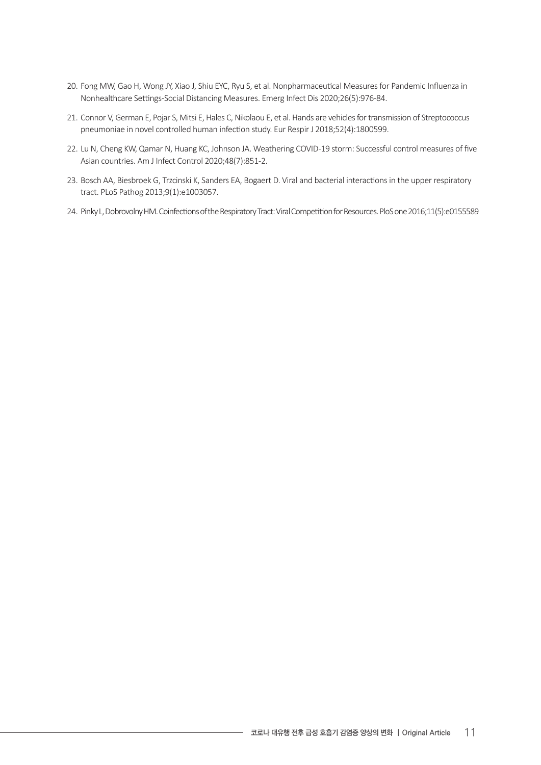20. Fong MW, Gao H, Wong JY, Xiao J, Shiu EYC, Ryu S, et al. Nonpharmaceutical Measures for Pandemic Influenza in Nonhealthcare Settings-Social Distancing Measures. Emerg Infect Dis 2020;26(5):976-84.
21. Connor V, German E, Pojar S, Mitsi E, Hales C, Nikolaou E, et al. Hands are vehicles for transmission of Streptococcus pneumoniae in novel controlled human infection study. Eur Respir J 2018;52(4):1800599.
22. Lu N, Cheng KW, Qamar N, Huang KC, Johnson JA. Weathering COVID-19 storm: Successful control measures of five Asian countries. Am J Infect Control 2020;48(7):851-2.
23. Bosch AA, Biesbroek G, Trzcinski K, Sanders EA, Bogaert D. Viral and bacterial interactions in the upper respiratory tract. PLoS Pathog 2013;9(1):e1003057.
24. Pinky L, Dobrovolny HM. Coinfections of the Respiratory Tract: Viral Competition for Resources. PloS one 2016;11(5):e0155589